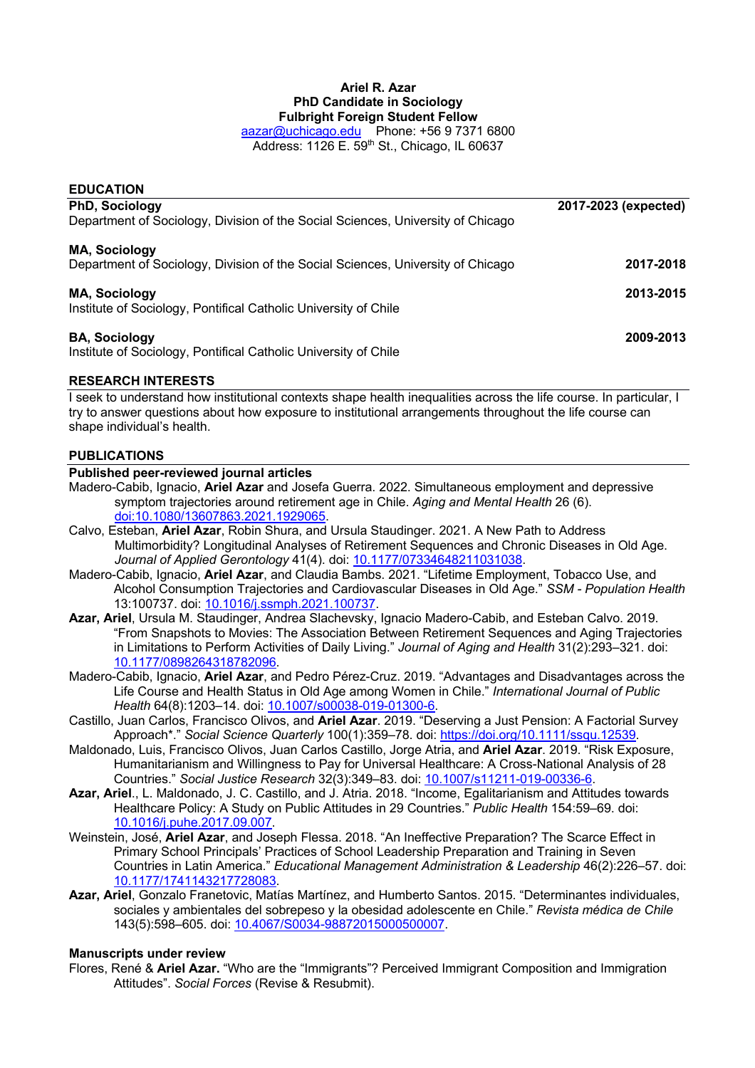**Ariel R. Azar**
**PhD Candidate in Sociology**
**Fulbright Foreign Student Fellow**
aazar@uchicago.edu Phone: +56 9 7371 6800
Address: 1126 E. 59th St., Chicago, IL 60637

## EDUCATION

**PhD, Sociology** **2017-2023 (expected)**
Department of Sociology, Division of the Social Sciences, University of Chicago

**MA, Sociology**
Department of Sociology, Division of the Social Sciences, University of Chicago **2017-2018**

**MA, Sociology** **2013-2015**
Institute of Sociology, Pontifical Catholic University of Chile

**BA, Sociology** **2009-2013**
Institute of Sociology, Pontifical Catholic University of Chile

## RESEARCH INTERESTS

I seek to understand how institutional contexts shape health inequalities across the life course. In particular, I try to answer questions about how exposure to institutional arrangements throughout the life course can shape individual's health.

## PUBLICATIONS

### Published peer-reviewed journal articles

Madero-Cabib, Ignacio, **Ariel Azar** and Josefa Guerra. 2022. Simultaneous employment and depressive symptom trajectories around retirement age in Chile. *Aging and Mental Health* 26 (6). doi:10.1080/13607863.2021.1929065.

Calvo, Esteban, **Ariel Azar**, Robin Shura, and Ursula Staudinger. 2021. A New Path to Address Multimorbidity? Longitudinal Analyses of Retirement Sequences and Chronic Diseases in Old Age. *Journal of Applied Gerontology* 41(4). doi: 10.1177/07334648211031038.

Madero-Cabib, Ignacio, **Ariel Azar**, and Claudia Bambs. 2021. "Lifetime Employment, Tobacco Use, and Alcohol Consumption Trajectories and Cardiovascular Diseases in Old Age." *SSM - Population Health* 13:100737. doi: 10.1016/j.ssmph.2021.100737.

**Azar, Ariel**, Ursula M. Staudinger, Andrea Slachevsky, Ignacio Madero-Cabib, and Esteban Calvo. 2019. "From Snapshots to Movies: The Association Between Retirement Sequences and Aging Trajectories in Limitations to Perform Activities of Daily Living." *Journal of Aging and Health* 31(2):293–321. doi: 10.1177/0898264318782096.

Madero-Cabib, Ignacio, **Ariel Azar**, and Pedro Pérez-Cruz. 2019. "Advantages and Disadvantages across the Life Course and Health Status in Old Age among Women in Chile." *International Journal of Public Health* 64(8):1203–14. doi: 10.1007/s00038-019-01300-6.

Castillo, Juan Carlos, Francisco Olivos, and **Ariel Azar**. 2019. "Deserving a Just Pension: A Factorial Survey Approach*." *Social Science Quarterly* 100(1):359–78. doi: https://doi.org/10.1111/ssqu.12539.

Maldonado, Luis, Francisco Olivos, Juan Carlos Castillo, Jorge Atria, and **Ariel Azar**. 2019. "Risk Exposure, Humanitarianism and Willingness to Pay for Universal Healthcare: A Cross-National Analysis of 28 Countries." *Social Justice Research* 32(3):349–83. doi: 10.1007/s11211-019-00336-6.

**Azar, Ariel**., L. Maldonado, J. C. Castillo, and J. Atria. 2018. "Income, Egalitarianism and Attitudes towards Healthcare Policy: A Study on Public Attitudes in 29 Countries." *Public Health* 154:59–69. doi: 10.1016/j.puhe.2017.09.007.

Weinstein, José, **Ariel Azar**, and Joseph Flessa. 2018. "An Ineffective Preparation? The Scarce Effect in Primary School Principals' Practices of School Leadership Preparation and Training in Seven Countries in Latin America." *Educational Management Administration & Leadership* 46(2):226–57. doi: 10.1177/1741143217728083.

**Azar, Ariel**, Gonzalo Franetovic, Matías Martínez, and Humberto Santos. 2015. "Determinantes individuales, sociales y ambientales del sobrepeso y la obesidad adolescente en Chile." *Revista médica de Chile* 143(5):598–605. doi: 10.4067/S0034-98872015000500007.

### Manuscripts under review

Flores, René & **Ariel Azar.** "Who are the "Immigrants"? Perceived Immigrant Composition and Immigration Attitudes". *Social Forces* (Revise & Resubmit).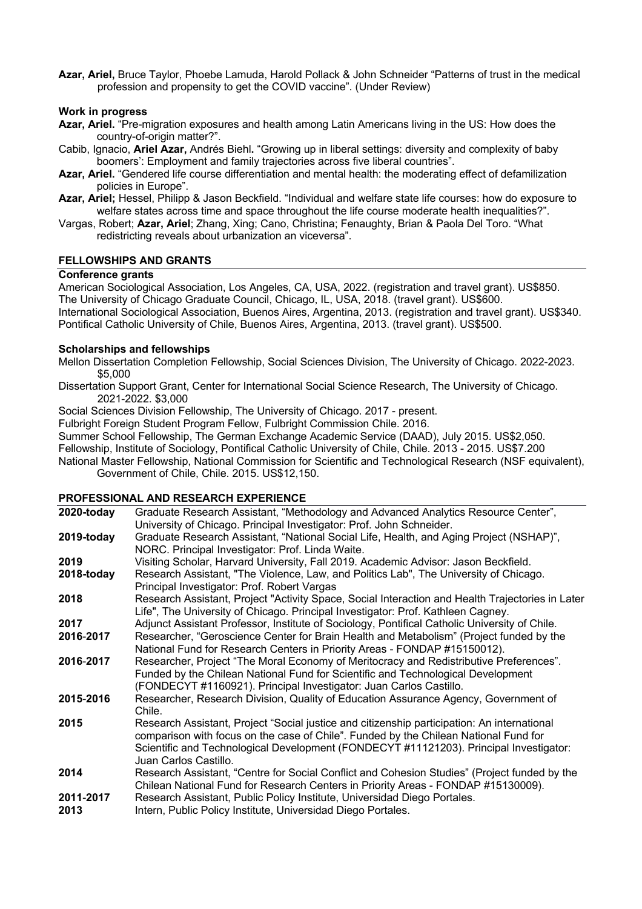**Azar, Ariel,** Bruce Taylor, Phoebe Lamuda, Harold Pollack & John Schneider "Patterns of trust in the medical profession and propensity to get the COVID vaccine". (Under Review)

**Work in progress**

**Azar, Ariel.** "Pre-migration exposures and health among Latin Americans living in the US: How does the country-of-origin matter?".

Cabib, Ignacio, **Ariel Azar,** Andrés Biehl**.** "Growing up in liberal settings: diversity and complexity of baby boomers': Employment and family trajectories across five liberal countries".

**Azar, Ariel.** "Gendered life course differentiation and mental health: the moderating effect of defamilization policies in Europe".

**Azar, Ariel;** Hessel, Philipp & Jason Beckfield. "Individual and welfare state life courses: how do exposure to welfare states across time and space throughout the life course moderate health inequalities?".

Vargas, Robert; **Azar, Ariel**; Zhang, Xing; Cano, Christina; Fenaughty, Brian & Paola Del Toro. "What redistricting reveals about urbanization an viceversa".

## FELLOWSHIPS AND GRANTS

**Conference grants**

American Sociological Association, Los Angeles, CA, USA, 2022. (registration and travel grant). US$850.
The University of Chicago Graduate Council, Chicago, IL, USA, 2018. (travel grant). US$600.
International Sociological Association, Buenos Aires, Argentina, 2013. (registration and travel grant). US$340.
Pontifical Catholic University of Chile, Buenos Aires, Argentina, 2013. (travel grant). US$500.

**Scholarships and fellowships**

Mellon Dissertation Completion Fellowship, Social Sciences Division, The University of Chicago. 2022-2023. $5,000

Dissertation Support Grant, Center for International Social Science Research, The University of Chicago. 2021-2022. $3,000

Social Sciences Division Fellowship, The University of Chicago. 2017 - present.

Fulbright Foreign Student Program Fellow, Fulbright Commission Chile. 2016.

Summer School Fellowship, The German Exchange Academic Service (DAAD), July 2015. US$2,050.

Fellowship, Institute of Sociology, Pontifical Catholic University of Chile, Chile. 2013 - 2015. US$7.200

National Master Fellowship, National Commission for Scientific and Technological Research (NSF equivalent), Government of Chile, Chile. 2015. US$12,150.

## PROFESSIONAL AND RESEARCH EXPERIENCE

| | |
|---|---|
| **2020-today** | Graduate Research Assistant, "Methodology and Advanced Analytics Resource Center", University of Chicago. Principal Investigator: Prof. John Schneider. |
| **2019-today** | Graduate Research Assistant, "National Social Life, Health, and Aging Project (NSHAP)", NORC. Principal Investigator: Prof. Linda Waite. |
| **2019** | Visiting Scholar, Harvard University, Fall 2019. Academic Advisor: Jason Beckfield. |
| **2018-today** | Research Assistant, "The Violence, Law, and Politics Lab", The University of Chicago. Principal Investigator: Prof. Robert Vargas |
| **2018** | Research Assistant, Project "Activity Space, Social Interaction and Health Trajectories in Later Life", The University of Chicago. Principal Investigator: Prof. Kathleen Cagney. |
| **2017** | Adjunct Assistant Professor, Institute of Sociology, Pontifical Catholic University of Chile. |
| **2016-2017** | Researcher, "Geroscience Center for Brain Health and Metabolism" (Project funded by the National Fund for Research Centers in Priority Areas - FONDAP #15150012). |
| **2016-2017** | Researcher, Project "The Moral Economy of Meritocracy and Redistributive Preferences". Funded by the Chilean National Fund for Scientific and Technological Development (FONDECYT #1160921). Principal Investigator: Juan Carlos Castillo. |
| **2015-2016** | Researcher, Research Division, Quality of Education Assurance Agency, Government of Chile. |
| **2015** | Research Assistant, Project "Social justice and citizenship participation: An international comparison with focus on the case of Chile". Funded by the Chilean National Fund for Scientific and Technological Development (FONDECYT #11121203). Principal Investigator: Juan Carlos Castillo. |
| **2014** | Research Assistant, "Centre for Social Conflict and Cohesion Studies" (Project funded by the Chilean National Fund for Research Centers in Priority Areas - FONDAP #15130009). |
| **2011-2017** | Research Assistant, Public Policy Institute, Universidad Diego Portales. |
| **2013** | Intern, Public Policy Institute, Universidad Diego Portales. |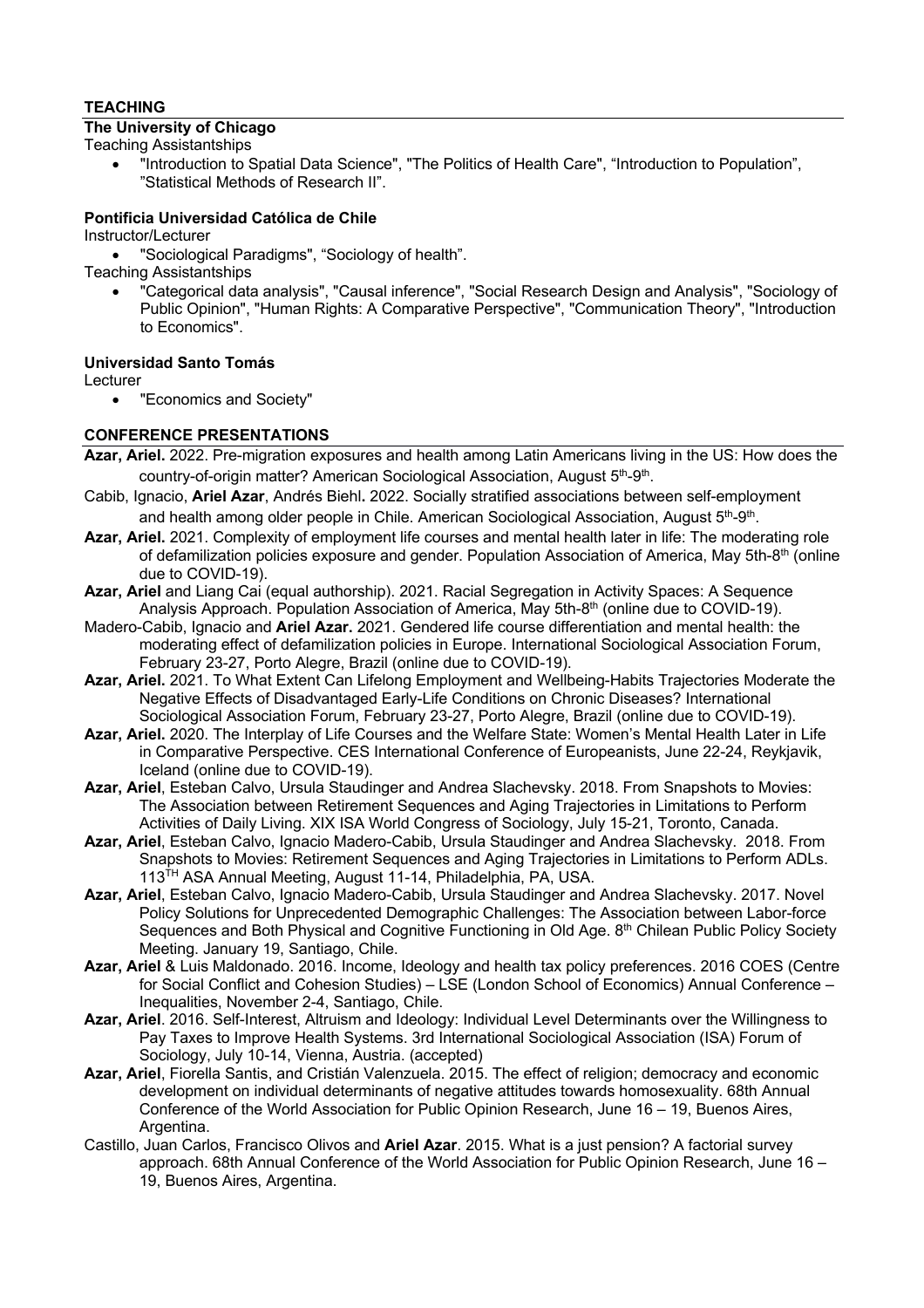## TEACHING

**The University of Chicago**

Teaching Assistantships

- "Introduction to Spatial Data Science", "The Politics of Health Care", "Introduction to Population", "Statistical Methods of Research II".

**Pontificia Universidad Católica de Chile**

Instructor/Lecturer

- "Sociological Paradigms", "Sociology of health".

Teaching Assistantships

- "Categorical data analysis", "Causal inference", "Social Research Design and Analysis", "Sociology of Public Opinion", "Human Rights: A Comparative Perspective", "Communication Theory", "Introduction to Economics".

**Universidad Santo Tomás**

Lecturer

- "Economics and Society"

## CONFERENCE PRESENTATIONS

**Azar, Ariel.** 2022. Pre-migration exposures and health among Latin Americans living in the US: How does the country-of-origin matter? American Sociological Association, August 5th-9th.

Cabib, Ignacio, **Ariel Azar**, Andrés Biehl**.** 2022. Socially stratified associations between self-employment and health among older people in Chile. American Sociological Association, August 5th-9th.

**Azar, Ariel.** 2021. Complexity of employment life courses and mental health later in life: The moderating role of defamilization policies exposure and gender. Population Association of America, May 5th-8th (online due to COVID-19).

**Azar, Ariel** and Liang Cai (equal authorship). 2021. Racial Segregation in Activity Spaces: A Sequence Analysis Approach. Population Association of America, May 5th-8th (online due to COVID-19).

Madero-Cabib, Ignacio and **Ariel Azar.** 2021. Gendered life course differentiation and mental health: the moderating effect of defamilization policies in Europe. International Sociological Association Forum, February 23-27, Porto Alegre, Brazil (online due to COVID-19).

**Azar, Ariel.** 2021. To What Extent Can Lifelong Employment and Wellbeing-Habits Trajectories Moderate the Negative Effects of Disadvantaged Early-Life Conditions on Chronic Diseases? International Sociological Association Forum, February 23-27, Porto Alegre, Brazil (online due to COVID-19).

**Azar, Ariel.** 2020. The Interplay of Life Courses and the Welfare State: Women's Mental Health Later in Life in Comparative Perspective. CES International Conference of Europeanists, June 22-24, Reykjavik, Iceland (online due to COVID-19).

**Azar, Ariel**, Esteban Calvo, Ursula Staudinger and Andrea Slachevsky. 2018. From Snapshots to Movies: The Association between Retirement Sequences and Aging Trajectories in Limitations to Perform Activities of Daily Living. XIX ISA World Congress of Sociology, July 15-21, Toronto, Canada.

**Azar, Ariel**, Esteban Calvo, Ignacio Madero-Cabib, Ursula Staudinger and Andrea Slachevsky. 2018. From Snapshots to Movies: Retirement Sequences and Aging Trajectories in Limitations to Perform ADLs. 113TH ASA Annual Meeting, August 11-14, Philadelphia, PA, USA.

**Azar, Ariel**, Esteban Calvo, Ignacio Madero-Cabib, Ursula Staudinger and Andrea Slachevsky. 2017. Novel Policy Solutions for Unprecedented Demographic Challenges: The Association between Labor-force Sequences and Both Physical and Cognitive Functioning in Old Age. 8th Chilean Public Policy Society Meeting. January 19, Santiago, Chile.

**Azar, Ariel** & Luis Maldonado. 2016. Income, Ideology and health tax policy preferences. 2016 COES (Centre for Social Conflict and Cohesion Studies) – LSE (London School of Economics) Annual Conference – Inequalities, November 2-4, Santiago, Chile.

**Azar, Ariel**. 2016. Self-Interest, Altruism and Ideology: Individual Level Determinants over the Willingness to Pay Taxes to Improve Health Systems. 3rd International Sociological Association (ISA) Forum of Sociology, July 10-14, Vienna, Austria. (accepted)

**Azar, Ariel**, Fiorella Santis, and Cristián Valenzuela. 2015. The effect of religion; democracy and economic development on individual determinants of negative attitudes towards homosexuality. 68th Annual Conference of the World Association for Public Opinion Research, June 16 – 19, Buenos Aires, Argentina.

Castillo, Juan Carlos, Francisco Olivos and **Ariel Azar**. 2015. What is a just pension? A factorial survey approach. 68th Annual Conference of the World Association for Public Opinion Research, June 16 – 19, Buenos Aires, Argentina.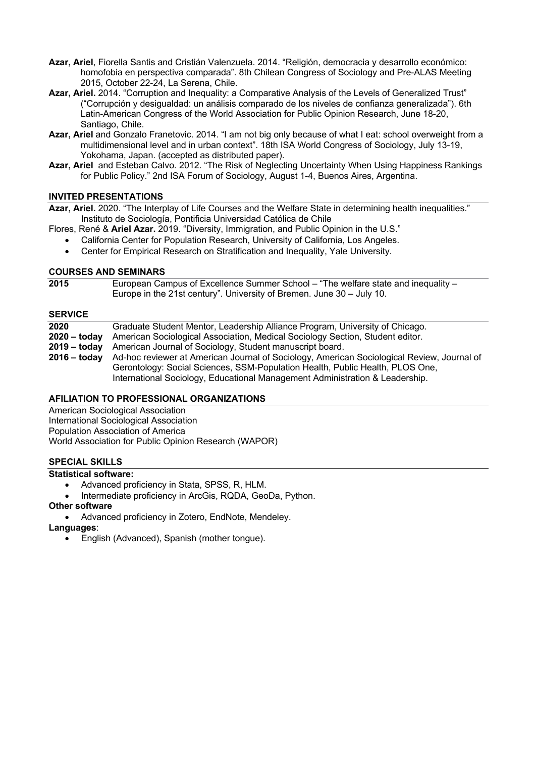**Azar, Ariel**, Fiorella Santis and Cristián Valenzuela. 2014. "Religión, democracia y desarrollo económico: homofobia en perspectiva comparada". 8th Chilean Congress of Sociology and Pre-ALAS Meeting 2015, October 22-24, La Serena, Chile.

**Azar, Ariel.** 2014. "Corruption and Inequality: a Comparative Analysis of the Levels of Generalized Trust" ("Corrupción y desigualdad: un análisis comparado de los niveles de confianza generalizada"). 6th Latin-American Congress of the World Association for Public Opinion Research, June 18-20, Santiago, Chile.

**Azar, Ariel** and Gonzalo Franetovic. 2014. "I am not big only because of what I eat: school overweight from a multidimensional level and in urban context". 18th ISA World Congress of Sociology, July 13-19, Yokohama, Japan. (accepted as distributed paper).

**Azar, Ariel** and Esteban Calvo. 2012. "The Risk of Neglecting Uncertainty When Using Happiness Rankings for Public Policy." 2nd ISA Forum of Sociology, August 1-4, Buenos Aires, Argentina.

## INVITED PRESENTATIONS

**Azar, Ariel.** 2020. "The Interplay of Life Courses and the Welfare State in determining health inequalities." Instituto de Sociología, Pontificia Universidad Católica de Chile

Flores, René & **Ariel Azar.** 2019. "Diversity, Immigration, and Public Opinion in the U.S."

- California Center for Population Research, University of California, Los Angeles.
- Center for Empirical Research on Stratification and Inequality, Yale University.

## COURSES AND SEMINARS

**2015** European Campus of Excellence Summer School – "The welfare state and inequality – Europe in the 21st century". University of Bremen. June 30 – July 10.

## SERVICE

**2020** Graduate Student Mentor, Leadership Alliance Program, University of Chicago.

**2020 – today** American Sociological Association, Medical Sociology Section, Student editor.

**2019 – today** American Journal of Sociology, Student manuscript board.

**2016 – today** Ad-hoc reviewer at American Journal of Sociology, American Sociological Review, Journal of Gerontology: Social Sciences, SSM-Population Health, Public Health, PLOS One, International Sociology, Educational Management Administration & Leadership.

## AFILIATION TO PROFESSIONAL ORGANIZATIONS

American Sociological Association
International Sociological Association
Population Association of America
World Association for Public Opinion Research (WAPOR)

## SPECIAL SKILLS

**Statistical software:**

- Advanced proficiency in Stata, SPSS, R, HLM.
- Intermediate proficiency in ArcGis, RQDA, GeoDa, Python.

**Other software**

- Advanced proficiency in Zotero, EndNote, Mendeley.

**Languages**:

- English (Advanced), Spanish (mother tongue).